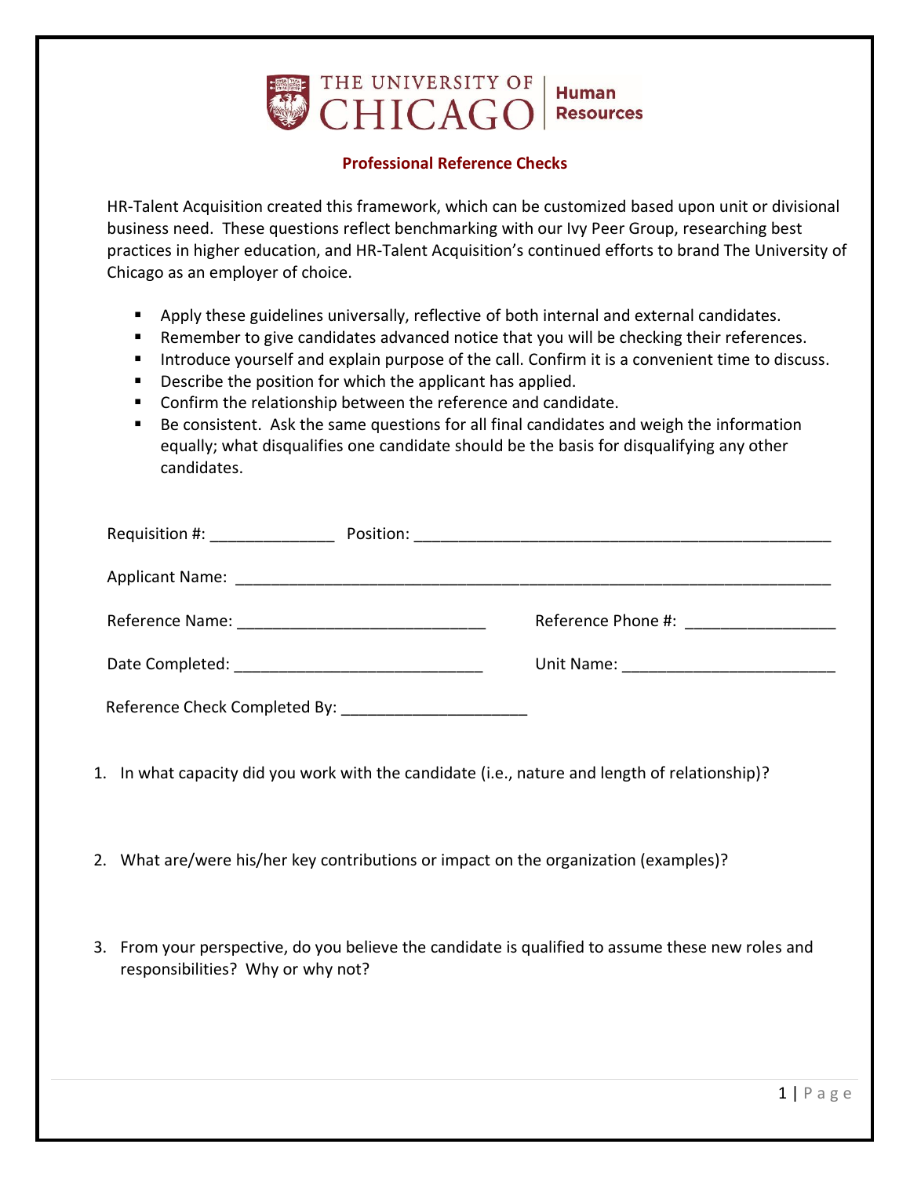THE UNIVERSITY OF CHICAGO | Human Resources

## Professional Reference Checks

HR-Talent Acquisition created this framework, which can be customized based upon unit or divisional business need. These questions reflect benchmarking with our Ivy Peer Group, researching best practices in higher education, and HR-Talent Acquisition's continued efforts to brand The University of Chicago as an employer of choice.

- Apply these guidelines universally, reflective of both internal and external candidates.
- Remember to give candidates advanced notice that you will be checking their references.
- Introduce yourself and explain purpose of the call. Confirm it is a convenient time to discuss.
- Describe the position for which the applicant has applied.
- Confirm the relationship between the reference and candidate.
- Be consistent. Ask the same questions for all final candidates and weigh the information equally; what disqualifies one candidate should be the basis for disqualifying any other candidates.

Requisition #: ______________ Position: ________________________________________________

Applicant Name: ___________________________________________________________________

Reference Name: ____________________________ Reference Phone #: ________________

Date Completed: ____________________________ Unit Name: _______________________

Reference Check Completed By: _____________________

1. In what capacity did you work with the candidate (i.e., nature and length of relationship)?

2. What are/were his/her key contributions or impact on the organization (examples)?

3. From your perspective, do you believe the candidate is qualified to assume these new roles and responsibilities? Why or why not?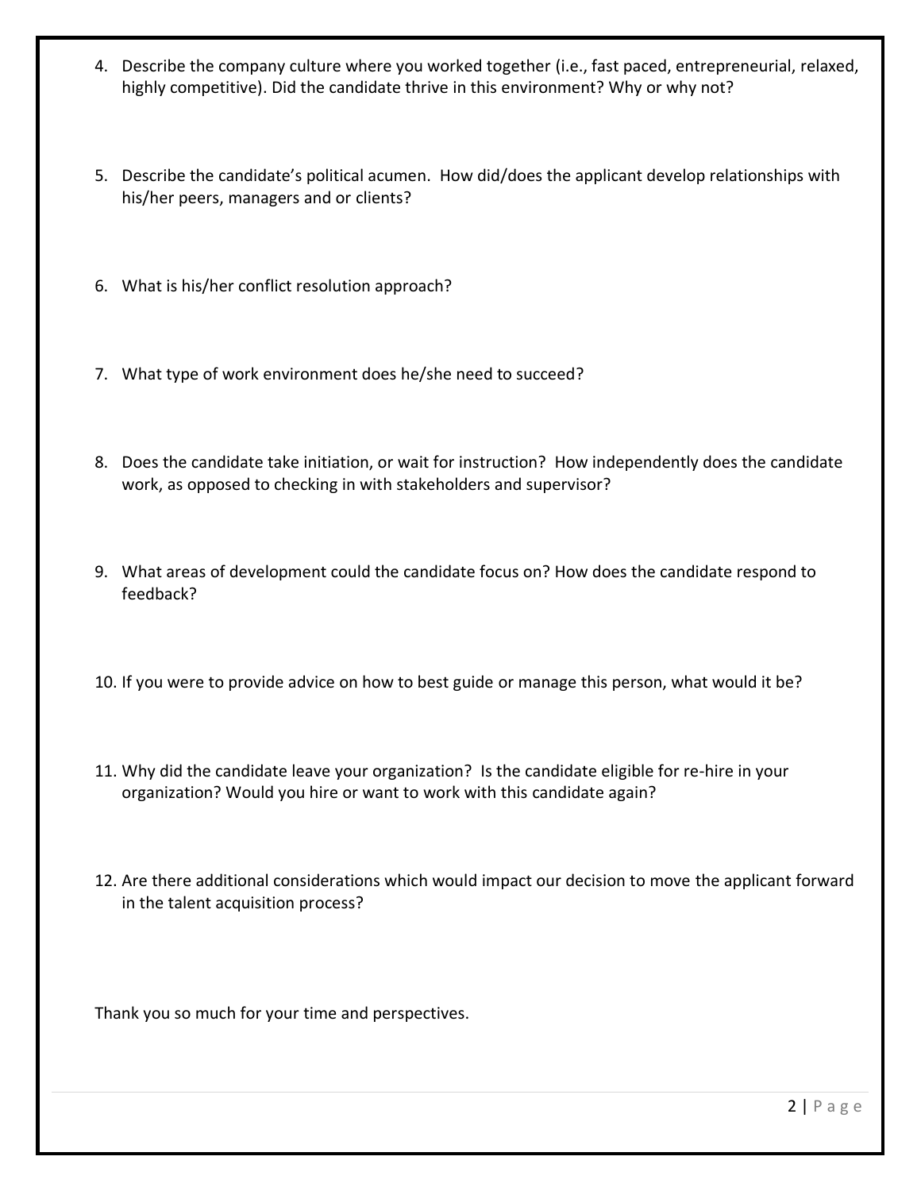4. Describe the company culture where you worked together (i.e., fast paced, entrepreneurial, relaxed, highly competitive). Did the candidate thrive in this environment? Why or why not?

5. Describe the candidate's political acumen. How did/does the applicant develop relationships with his/her peers, managers and or clients?

6. What is his/her conflict resolution approach?

7. What type of work environment does he/she need to succeed?

8. Does the candidate take initiation, or wait for instruction? How independently does the candidate work, as opposed to checking in with stakeholders and supervisor?

9. What areas of development could the candidate focus on? How does the candidate respond to feedback?

10. If you were to provide advice on how to best guide or manage this person, what would it be?

11. Why did the candidate leave your organization? Is the candidate eligible for re-hire in your organization? Would you hire or want to work with this candidate again?

12. Are there additional considerations which would impact our decision to move the applicant forward in the talent acquisition process?

Thank you so much for your time and perspectives.